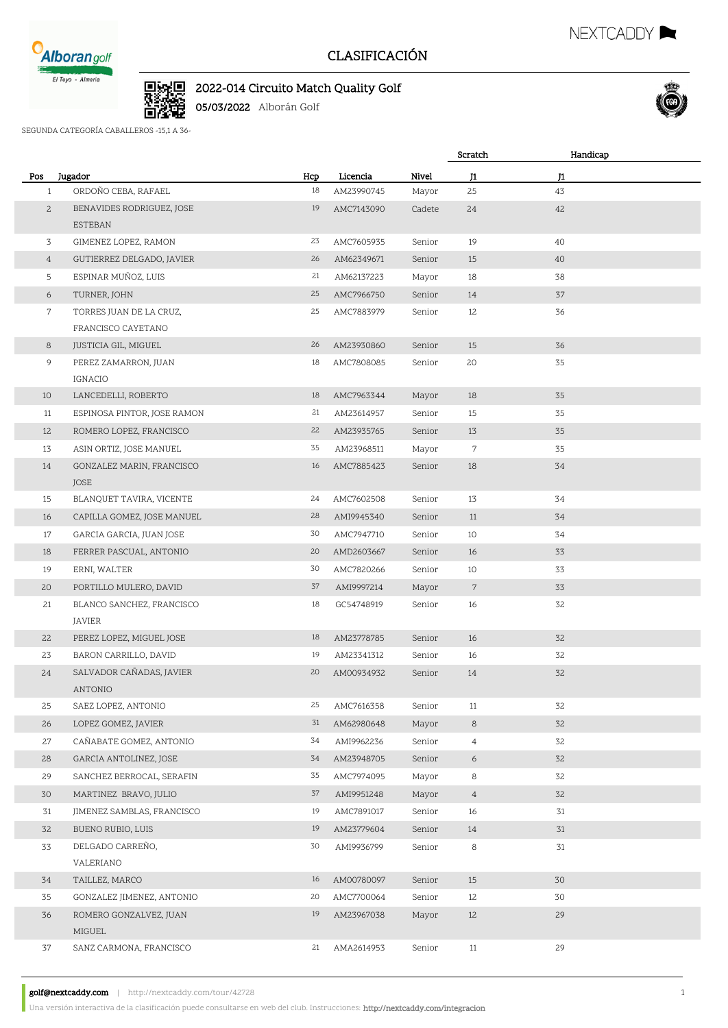# CLASIFICACIÓN

## 2022-014 Circuito Match Quality Golf

**05/03/2022** Alborán Golf

SEGUNDA CATEGORÍA CABALLEROS -15,1 A 36-

| | | | | | Scratch | Handicap |
|---|---|---|---|---|---|---|
| **Pos** | **Jugador** | **Hcp** | **Licencia** | **Nivel** | **J1** | **J1** |
| 1 | ORDOÑO CEBA, RAFAEL | 18 | AM23990745 | Mayor | 25 | 43 |
| 2 | BENAVIDES RODRIGUEZ, JOSE ESTEBAN | 19 | AMC7143090 | Cadete | 24 | 42 |
| 3 | GIMENEZ LOPEZ, RAMON | 23 | AMC7605935 | Senior | 19 | 40 |
| 4 | GUTIERREZ DELGADO, JAVIER | 26 | AM62349671 | Senior | 15 | 40 |
| 5 | ESPINAR MUÑOZ, LUIS | 21 | AM62137223 | Mayor | 18 | 38 |
| 6 | TURNER, JOHN | 25 | AMC7966750 | Senior | 14 | 37 |
| 7 | TORRES JUAN DE LA CRUZ, FRANCISCO CAYETANO | 25 | AMC7883979 | Senior | 12 | 36 |
| 8 | JUSTICIA GIL, MIGUEL | 26 | AM23930860 | Senior | 15 | 36 |
| 9 | PEREZ ZAMARRON, JUAN IGNACIO | 18 | AMC7808085 | Senior | 20 | 35 |
| 10 | LANCEDELLI, ROBERTO | 18 | AMC7963344 | Mayor | 18 | 35 |
| 11 | ESPINOSA PINTOR, JOSE RAMON | 21 | AM23614957 | Senior | 15 | 35 |
| 12 | ROMERO LOPEZ, FRANCISCO | 22 | AM23935765 | Senior | 13 | 35 |
| 13 | ASIN ORTIZ, JOSE MANUEL | 35 | AM23968511 | Mayor | 7 | 35 |
| 14 | GONZALEZ MARIN, FRANCISCO JOSE | 16 | AMC7885423 | Senior | 18 | 34 |
| 15 | BLANQUET TAVIRA, VICENTE | 24 | AMC7602508 | Senior | 13 | 34 |
| 16 | CAPILLA GOMEZ, JOSE MANUEL | 28 | AMI9945340 | Senior | 11 | 34 |
| 17 | GARCIA GARCIA, JUAN JOSE | 30 | AMC7947710 | Senior | 10 | 34 |
| 18 | FERRER PASCUAL, ANTONIO | 20 | AMD2603667 | Senior | 16 | 33 |
| 19 | ERNI, WALTER | 30 | AMC7820266 | Senior | 10 | 33 |
| 20 | PORTILLO MULERO, DAVID | 37 | AMI9997214 | Mayor | 7 | 33 |
| 21 | BLANCO SANCHEZ, FRANCISCO JAVIER | 18 | GC54748919 | Senior | 16 | 32 |
| 22 | PEREZ LOPEZ, MIGUEL JOSE | 18 | AM23778785 | Senior | 16 | 32 |
| 23 | BARON CARRILLO, DAVID | 19 | AM23341312 | Senior | 16 | 32 |
| 24 | SALVADOR CAÑADAS, JAVIER ANTONIO | 20 | AM00934932 | Senior | 14 | 32 |
| 25 | SAEZ LOPEZ, ANTONIO | 25 | AMC7616358 | Senior | 11 | 32 |
| 26 | LOPEZ GOMEZ, JAVIER | 31 | AM62980648 | Mayor | 8 | 32 |
| 27 | CAÑABATE GOMEZ, ANTONIO | 34 | AMI9962236 | Senior | 4 | 32 |
| 28 | GARCIA ANTOLINEZ, JOSE | 34 | AM23948705 | Senior | 6 | 32 |
| 29 | SANCHEZ BERROCAL, SERAFIN | 35 | AMC7974095 | Mayor | 8 | 32 |
| 30 | MARTINEZ BRAVO, JULIO | 37 | AMI9951248 | Mayor | 4 | 32 |
| 31 | JIMENEZ SAMBLAS, FRANCISCO | 19 | AMC7891017 | Senior | 16 | 31 |
| 32 | BUENO RUBIO, LUIS | 19 | AM23779604 | Senior | 14 | 31 |
| 33 | DELGADO CARREÑO, VALERIANO | 30 | AMI9936799 | Senior | 8 | 31 |
| 34 | TAILLEZ, MARCO | 16 | AM00780097 | Senior | 15 | 30 |
| 35 | GONZALEZ JIMENEZ, ANTONIO | 20 | AMC7700064 | Senior | 12 | 30 |
| 36 | ROMERO GONZALVEZ, JUAN MIGUEL | 19 | AM23967038 | Mayor | 12 | 29 |
| 37 | SANZ CARMONA, FRANCISCO | 21 | AMA2614953 | Senior | 11 | 29 |

**golf@nextcaddy.com** | http://nextcaddy.com/tour/42728

Una versión interactiva de la clasificación puede consultarse en web del club. Instrucciones: **http://nextcaddy.com/integracion**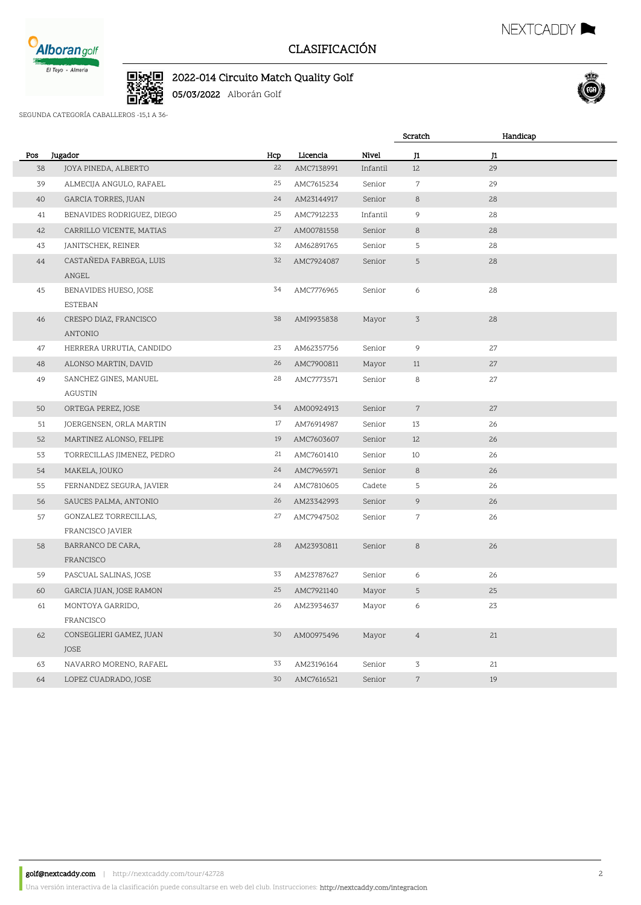# CLASIFICACIÓN

## 2022-014 Circuito Match Quality Golf

**05/03/2022** Alborán Golf

SEGUNDA CATEGORÍA CABALLEROS -15,1 A 36-

| | | | | | Scratch | Handicap |
|---|---|---|---|---|---|---|
| Pos | Jugador | Hcp | Licencia | Nivel | J1 | J1 |
| 38 | JOYA PINEDA, ALBERTO | 22 | AMC7138991 | Infantil | 12 | 29 |
| 39 | ALMECIJA ANGULO, RAFAEL | 25 | AMC7615234 | Senior | 7 | 29 |
| 40 | GARCIA TORRES, JUAN | 24 | AM23144917 | Senior | 8 | 28 |
| 41 | BENAVIDES RODRIGUEZ, DIEGO | 25 | AMC7912233 | Infantil | 9 | 28 |
| 42 | CARRILLO VICENTE, MATIAS | 27 | AM00781558 | Senior | 8 | 28 |
| 43 | JANITSCHEK, REINER | 32 | AM62891765 | Senior | 5 | 28 |
| 44 | CASTAÑEDA FABREGA, LUIS ANGEL | 32 | AMC7924087 | Senior | 5 | 28 |
| 45 | BENAVIDES HUESO, JOSE ESTEBAN | 34 | AMC7776965 | Senior | 6 | 28 |
| 46 | CRESPO DIAZ, FRANCISCO ANTONIO | 38 | AMI9935838 | Mayor | 3 | 28 |
| 47 | HERRERA URRUTIA, CANDIDO | 23 | AM62357756 | Senior | 9 | 27 |
| 48 | ALONSO MARTIN, DAVID | 26 | AMC7900811 | Mayor | 11 | 27 |
| 49 | SANCHEZ GINES, MANUEL AGUSTIN | 28 | AMC7773571 | Senior | 8 | 27 |
| 50 | ORTEGA PEREZ, JOSE | 34 | AM00924913 | Senior | 7 | 27 |
| 51 | JOERGENSEN, ORLA MARTIN | 17 | AM76914987 | Senior | 13 | 26 |
| 52 | MARTINEZ ALONSO, FELIPE | 19 | AMC7603607 | Senior | 12 | 26 |
| 53 | TORRECILLAS JIMENEZ, PEDRO | 21 | AMC7601410 | Senior | 10 | 26 |
| 54 | MAKELA, JOUKO | 24 | AMC7965971 | Senior | 8 | 26 |
| 55 | FERNANDEZ SEGURA, JAVIER | 24 | AMC7810605 | Cadete | 5 | 26 |
| 56 | SAUCES PALMA, ANTONIO | 26 | AM23342993 | Senior | 9 | 26 |
| 57 | GONZALEZ TORRECILLAS, FRANCISCO JAVIER | 27 | AMC7947502 | Senior | 7 | 26 |
| 58 | BARRANCO DE CARA, FRANCISCO | 28 | AM23930811 | Senior | 8 | 26 |
| 59 | PASCUAL SALINAS, JOSE | 33 | AM23787627 | Senior | 6 | 26 |
| 60 | GARCIA JUAN, JOSE RAMON | 25 | AMC7921140 | Mayor | 5 | 25 |
| 61 | MONTOYA GARRIDO, FRANCISCO | 26 | AM23934637 | Mayor | 6 | 23 |
| 62 | CONSEGLIERI GAMEZ, JUAN JOSE | 30 | AM00975496 | Mayor | 4 | 21 |
| 63 | NAVARRO MORENO, RAFAEL | 33 | AM23196164 | Senior | 3 | 21 |
| 64 | LOPEZ CUADRADO, JOSE | 30 | AMC7616521 | Senior | 7 | 19 |

**golf@nextcaddy.com** | http://nextcaddy.com/tour/42728

Una versión interactiva de la clasificación puede consultarse en web del club. Instrucciones: http://nextcaddy.com/integracion